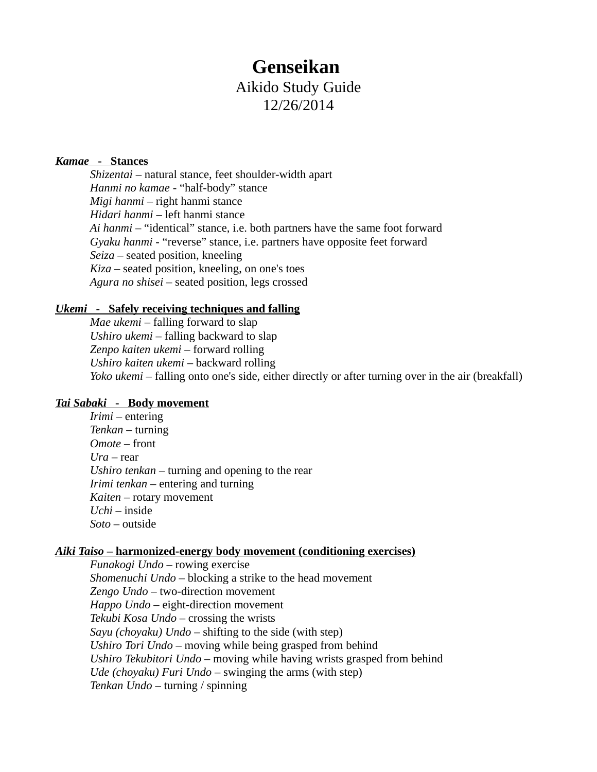# Genseikan

Aikido Study Guide

12/26/2014

## *Kamae* - Stances

*Shizentai* – natural stance, feet shoulder-width apart
*Hanmi no kamae* - “half-body” stance
*Migi hanmi* – right hanmi stance
*Hidari hanmi* – left hanmi stance
*Ai hanmi* – “identical” stance, i.e. both partners have the same foot forward
*Gyaku hanmi* - “reverse” stance, i.e. partners have opposite feet forward
*Seiza* – seated position, kneeling
*Kiza* – seated position, kneeling, on one's toes
*Agura no shisei* – seated position, legs crossed

## *Ukemi* - Safely receiving techniques and falling

*Mae ukemi* – falling forward to slap
*Ushiro ukemi* – falling backward to slap
*Zenpo kaiten ukemi* – forward rolling
*Ushiro kaiten ukemi* – backward rolling
*Yoko ukemi* – falling onto one's side, either directly or after turning over in the air (breakfall)

## *Tai Sabaki* - Body movement

*Irimi* – entering
*Tenkan* – turning
*Omote* – front
*Ura* – rear
*Ushiro tenkan* – turning and opening to the rear
*Irimi tenkan* – entering and turning
*Kaiten* – rotary movement
*Uchi* – inside
*Soto* – outside

## *Aiki Taiso* – harmonized-energy body movement (conditioning exercises)

*Funakogi Undo* – rowing exercise
*Shomenuchi Undo* – blocking a strike to the head movement
*Zengo Undo* – two-direction movement
*Happo Undo* – eight-direction movement
*Tekubi Kosa Undo* – crossing the wrists
*Sayu (choyaku) Undo* – shifting to the side (with step)
*Ushiro Tori Undo* – moving while being grasped from behind
*Ushiro Tekubitori Undo* – moving while having wrists grasped from behind
*Ude (choyaku) Furi Undo* – swinging the arms (with step)
*Tenkan Undo* – turning / spinning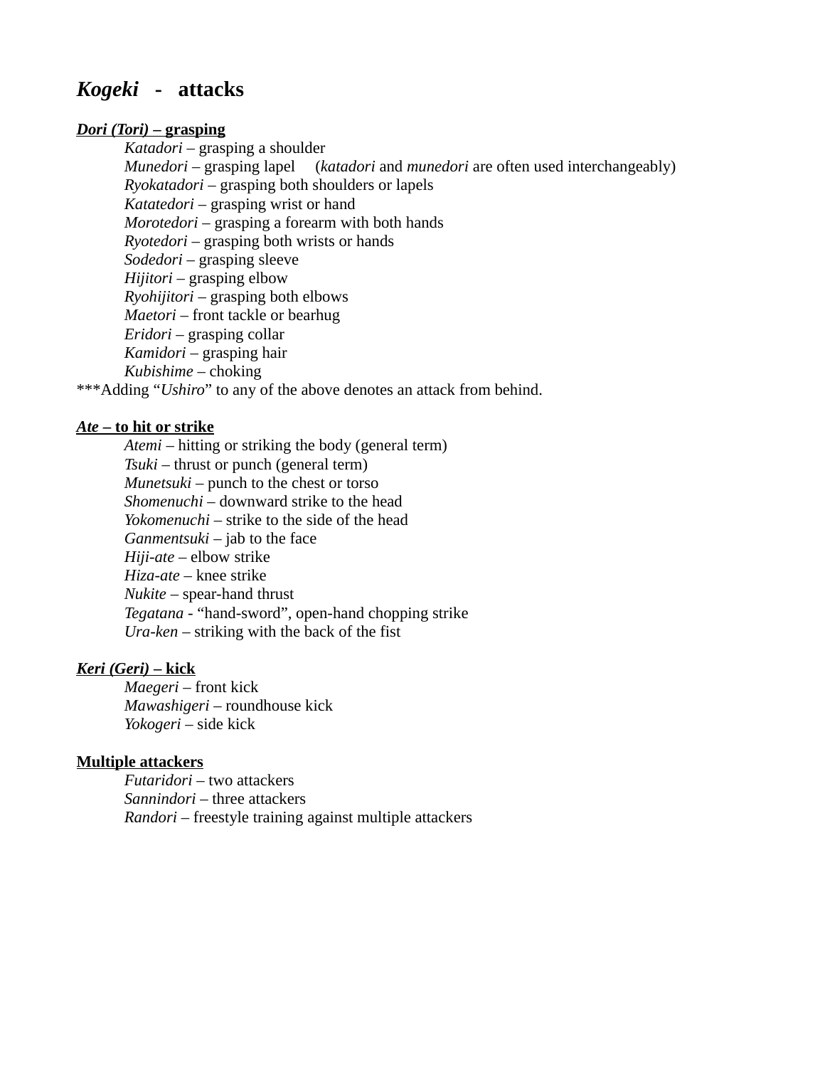# *Kogeki* - attacks

***Dori (Tori)* – grasping**

- *Katadori* – grasping a shoulder
- *Munedori* – grasping lapel (*katadori* and *munedori* are often used interchangeably)
- *Ryokatadori* – grasping both shoulders or lapels
- *Katatedori* – grasping wrist or hand
- *Morotedori* – grasping a forearm with both hands
- *Ryotedori* – grasping both wrists or hands
- *Sodedori* – grasping sleeve
- *Hijitori* – grasping elbow
- *Ryohijitori* – grasping both elbows
- *Maetori* – front tackle or bearhug
- *Eridori* – grasping collar
- *Kamidori* – grasping hair
- *Kubishime* – choking

***Adding "*Ushiro*" to any of the above denotes an attack from behind.

***Ate* – to hit or strike**

- *Atemi* – hitting or striking the body (general term)
- *Tsuki* – thrust or punch (general term)
- *Munetsuki* – punch to the chest or torso
- *Shomenuchi* – downward strike to the head
- *Yokomenuchi* – strike to the side of the head
- *Ganmentsuki* – jab to the face
- *Hiji-ate* – elbow strike
- *Hiza-ate* – knee strike
- *Nukite* – spear-hand thrust
- *Tegatana* - "hand-sword", open-hand chopping strike
- *Ura-ken* – striking with the back of the fist

***Keri (Geri)* – kick**

- *Maegeri* – front kick
- *Mawashigeri* – roundhouse kick
- *Yokogeri* – side kick

**Multiple attackers**

- *Futaridori* – two attackers
- *Sannindori* – three attackers
- *Randori* – freestyle training against multiple attackers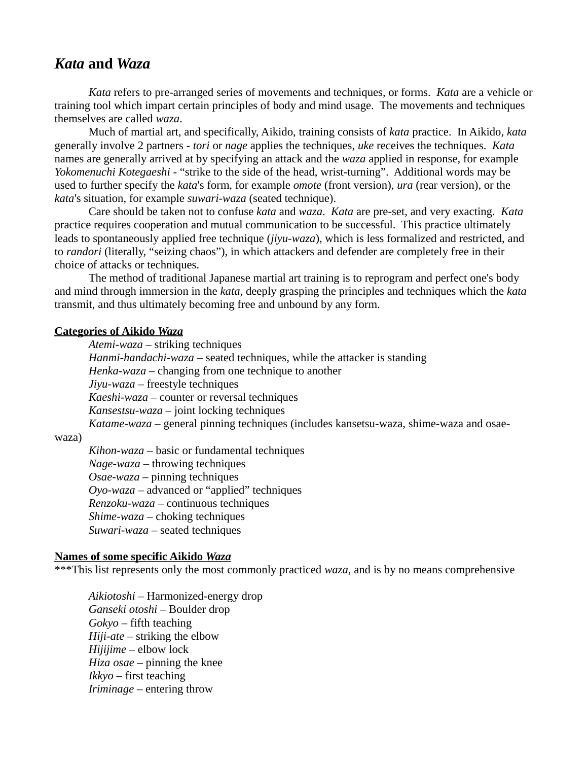## *Kata* and *Waza*

*Kata* refers to pre-arranged series of movements and techniques, or forms. *Kata* are a vehicle or training tool which impart certain principles of body and mind usage. The movements and techniques themselves are called *waza*.

Much of martial art, and specifically, Aikido, training consists of *kata* practice. In Aikido, *kata* generally involve 2 partners - *tori* or *nage* applies the techniques, *uke* receives the techniques. *Kata* names are generally arrived at by specifying an attack and the *waza* applied in response, for example *Yokomenuchi Kotegaeshi* - "strike to the side of the head, wrist-turning". Additional words may be used to further specify the *kata*'s form, for example *omote* (front version), *ura* (rear version), or the *kata*'s situation, for example *suwari-waza* (seated technique).

Care should be taken not to confuse *kata* and *waza*. *Kata* are pre-set, and very exacting. *Kata* practice requires cooperation and mutual communication to be successful. This practice ultimately leads to spontaneously applied free technique (*jiyu-waza*), which is less formalized and restricted, and to *randori* (literally, "seizing chaos"), in which attackers and defender are completely free in their choice of attacks or techniques.

The method of traditional Japanese martial art training is to reprogram and perfect one's body and mind through immersion in the *kata*, deeply grasping the principles and techniques which the *kata* transmit, and thus ultimately becoming free and unbound by any form.

**Categories of Aikido *Waza***

*Atemi-waza* – striking techniques
*Hanmi-handachi-waza* – seated techniques, while the attacker is standing
*Henka-waza* – changing from one technique to another
*Jiyu-waza* – freestyle techniques
*Kaeshi-waza* – counter or reversal techniques
*Kansestsu-waza* – joint locking techniques
*Katame-waza* – general pinning techniques (includes kansetsu-waza, shime-waza and osae-waza)
*Kihon-waza* – basic or fundamental techniques
*Nage-waza* – throwing techniques
*Osae-waza* – pinning techniques
*Oyo-waza* – advanced or "applied" techniques
*Renzoku-waza* – continuous techniques
*Shime-waza* – choking techniques
*Suwari-waza* – seated techniques

**Names of some specific Aikido *Waza***
***This list represents only the most commonly practiced *waza*, and is by no means comprehensive

*Aikiotoshi* – Harmonized-energy drop
*Ganseki otoshi* – Boulder drop
*Gokyo* – fifth teaching
*Hiji-ate* – striking the elbow
*Hijijime* – elbow lock
*Hiza osae* – pinning the knee
*Ikkyo* – first teaching
*Iriminage* – entering throw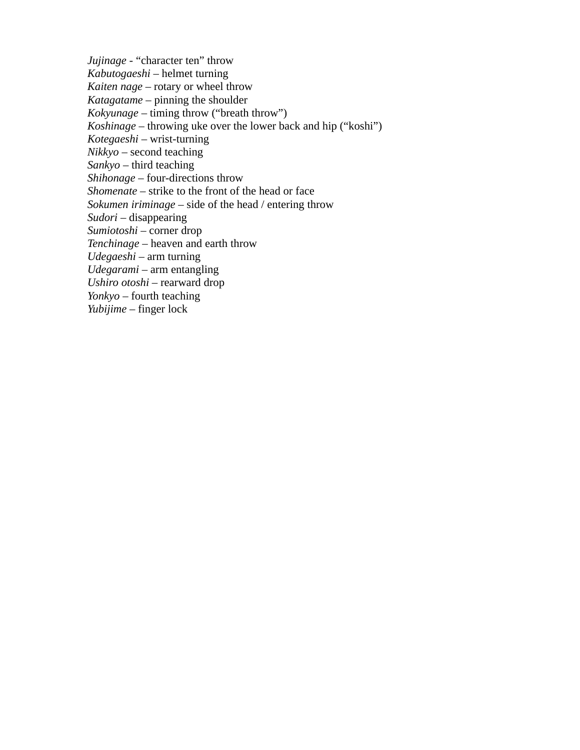*Jujinage* - “character ten” throw
*Kabutogaeshi* – helmet turning
*Kaiten nage* – rotary or wheel throw
*Katagatame* – pinning the shoulder
*Kokyunage* – timing throw (“breath throw”)
*Koshinage* – throwing uke over the lower back and hip (“koshi”)
*Kotegaeshi* – wrist-turning
*Nikkyo* – second teaching
*Sankyo* – third teaching
*Shihonage* – four-directions throw
*Shomenate* – strike to the front of the head or face
*Sokumen iriminage* – side of the head / entering throw
*Sudori* – disappearing
*Sumiotoshi* – corner drop
*Tenchinage* – heaven and earth throw
*Udegaeshi* – arm turning
*Udegarami* – arm entangling
*Ushiro otoshi* – rearward drop
*Yonkyo* – fourth teaching
*Yubijime* – finger lock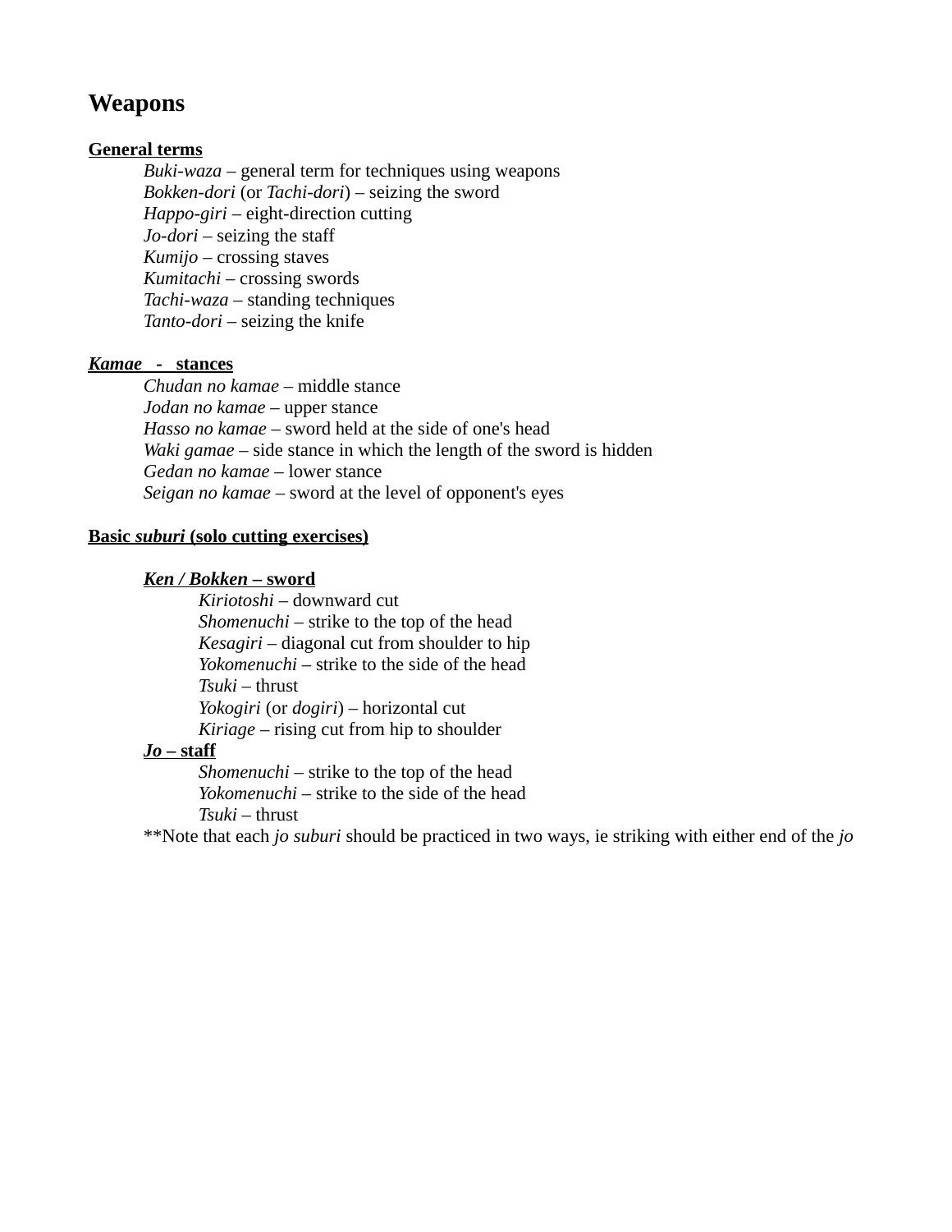# Weapons

**General terms**

- *Buki-waza* – general term for techniques using weapons
- *Bokken-dori* (or *Tachi-dori*) – seizing the sword
- *Happo-giri* – eight-direction cutting
- *Jo-dori* – seizing the staff
- *Kumijo* – crossing staves
- *Kumitachi* – crossing swords
- *Tachi-waza* – standing techniques
- *Tanto-dori* – seizing the knife

***Kamae* - stances**

- *Chudan no kamae* – middle stance
- *Jodan no kamae* – upper stance
- *Hasso no kamae* – sword held at the side of one's head
- *Waki gamae* – side stance in which the length of the sword is hidden
- *Gedan no kamae* – lower stance
- *Seigan no kamae* – sword at the level of opponent's eyes

**Basic *suburi* (solo cutting exercises)**

***Ken / Bokken* – sword**

- *Kiriotoshi* – downward cut
- *Shomenuchi* – strike to the top of the head
- *Kesagiri* – diagonal cut from shoulder to hip
- *Yokomenuchi* – strike to the side of the head
- *Tsuki* – thrust
- *Yokogiri* (or *dogiri*) – horizontal cut
- *Kiriage* – rising cut from hip to shoulder

***Jo* – staff**

- *Shomenuchi* – strike to the top of the head
- *Yokomenuchi* – strike to the side of the head
- *Tsuki* – thrust

**Note that each *jo suburi* should be practiced in two ways, ie striking with either end of the *jo*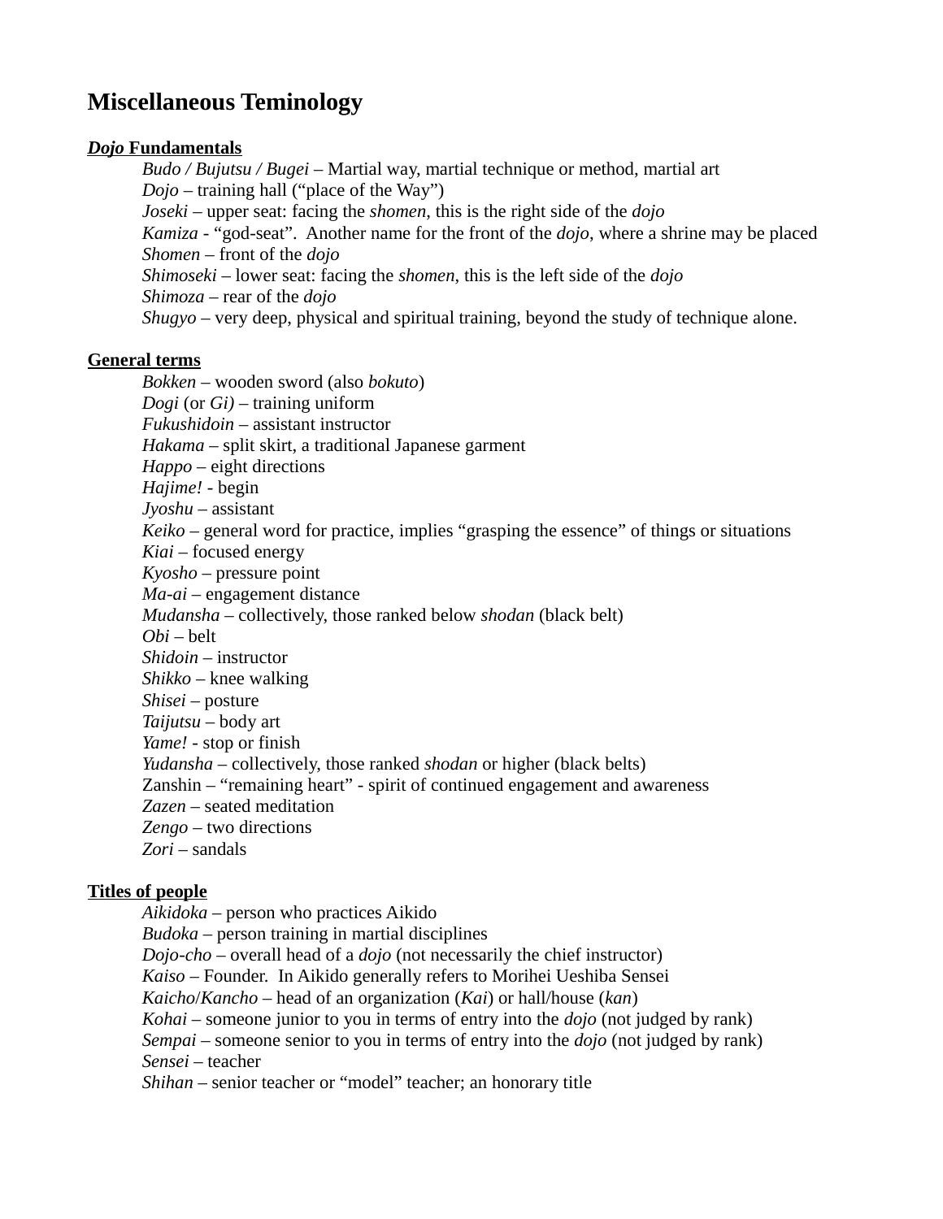# Miscellaneous Teminology

***Dojo* Fundamentals**

*Budo / Bujutsu / Bugei* – Martial way, martial technique or method, martial art
*Dojo* – training hall ("place of the Way")
*Joseki* – upper seat: facing the *shomen*, this is the right side of the *dojo*
*Kamiza* - "god-seat". Another name for the front of the *dojo*, where a shrine may be placed
*Shomen* – front of the *dojo*
*Shimoseki* – lower seat: facing the *shomen*, this is the left side of the *dojo*
*Shimoza* – rear of the *dojo*
*Shugyo* – very deep, physical and spiritual training, beyond the study of technique alone.

**General terms**

*Bokken* – wooden sword (also *bokuto*)
*Dogi* (or *Gi)* – training uniform
*Fukushidoin* – assistant instructor
*Hakama* – split skirt, a traditional Japanese garment
*Happo* – eight directions
*Hajime!* - begin
*Jyoshu* – assistant
*Keiko* – general word for practice, implies "grasping the essence" of things or situations
*Kiai* – focused energy
*Kyosho* – pressure point
*Ma-ai* – engagement distance
*Mudansha* – collectively, those ranked below *shodan* (black belt)
*Obi* – belt
*Shidoin* – instructor
*Shikko* – knee walking
*Shisei* – posture
*Taijutsu* – body art
*Yame!* - stop or finish
*Yudansha* – collectively, those ranked *shodan* or higher (black belts)
Zanshin – "remaining heart" - spirit of continued engagement and awareness
*Zazen* – seated meditation
*Zengo* – two directions
*Zori* – sandals

**Titles of people**

*Aikidoka* – person who practices Aikido
*Budoka* – person training in martial disciplines
*Dojo-cho* – overall head of a *dojo* (not necessarily the chief instructor)
*Kaiso* – Founder. In Aikido generally refers to Morihei Ueshiba Sensei
*Kaicho*/*Kancho* – head of an organization (*Kai*) or hall/house (*kan*)
*Kohai* – someone junior to you in terms of entry into the *dojo* (not judged by rank)
*Sempai* – someone senior to you in terms of entry into the *dojo* (not judged by rank)
*Sensei* – teacher
*Shihan* – senior teacher or "model" teacher; an honorary title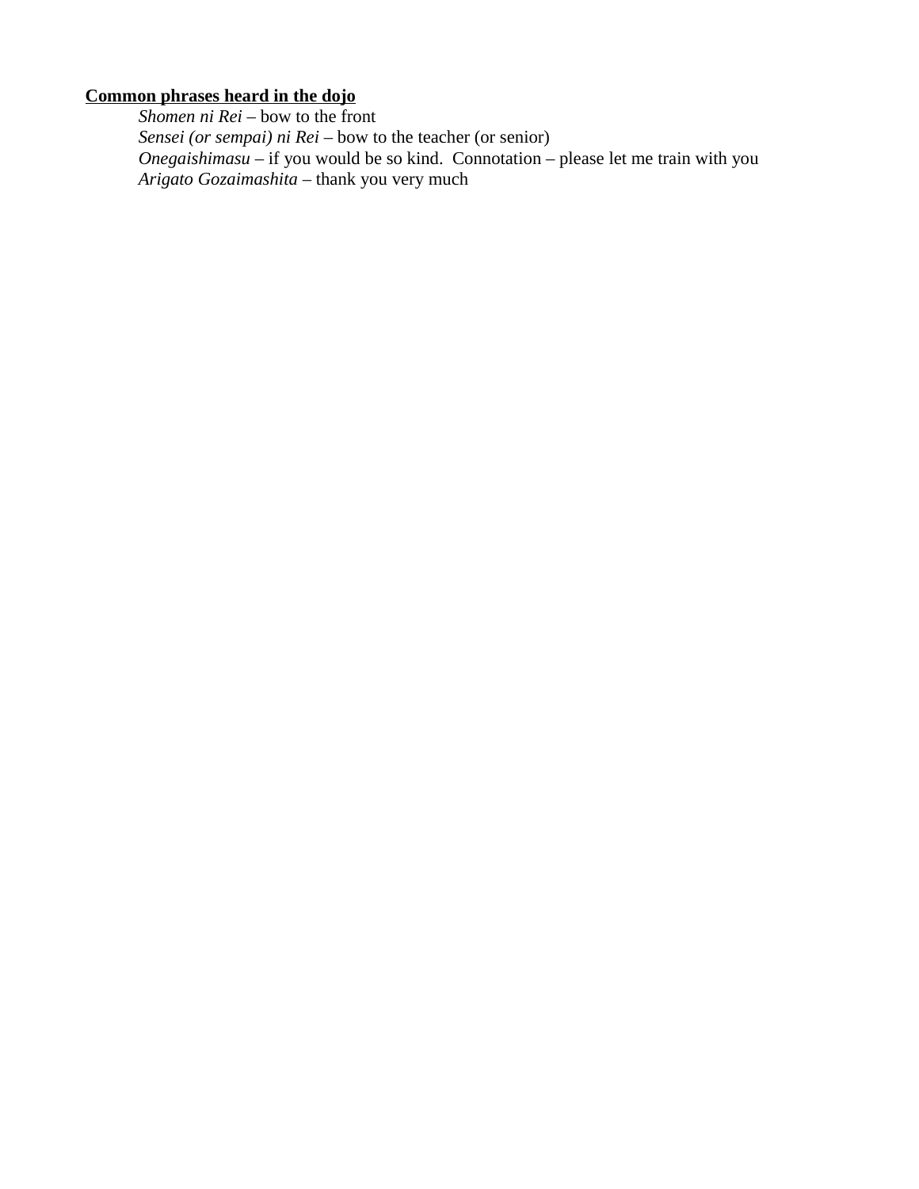**<u>Common phrases heard in the dojo</u>**

*Shomen ni Rei* – bow to the front
*Sensei (or sempai) ni Rei* – bow to the teacher (or senior)
*Onegaishimasu* – if you would be so kind. Connotation – please let me train with you
*Arigato Gozaimashita* – thank you very much